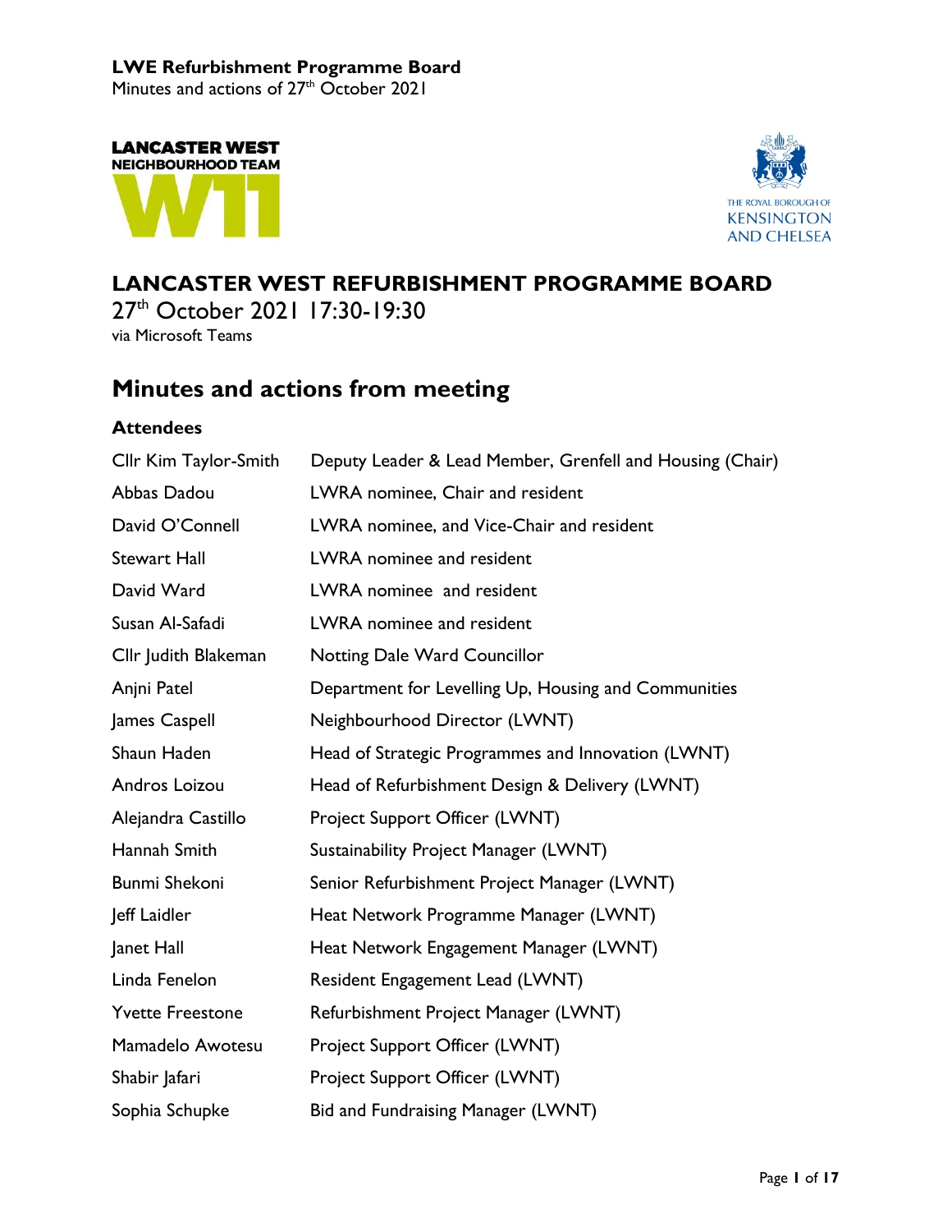# LANCASTER WEST REFURBISHMENT PROGRAMME BOARD

27th October 2021 17:30-19:30

via Microsoft Teams

## Minutes and actions from meeting

### Attendees

| | |
|---|---|
| Cllr Kim Taylor-Smith | Deputy Leader & Lead Member, Grenfell and Housing (Chair) |
| Abbas Dadou | LWRA nominee, Chair and resident |
| David O'Connell | LWRA nominee, and Vice-Chair and resident |
| Stewart Hall | LWRA nominee and resident |
| David Ward | LWRA nominee and resident |
| Susan Al-Safadi | LWRA nominee and resident |
| Cllr Judith Blakeman | Notting Dale Ward Councillor |
| Anjni Patel | Department for Levelling Up, Housing and Communities |
| James Caspell | Neighbourhood Director (LWNT) |
| Shaun Haden | Head of Strategic Programmes and Innovation (LWNT) |
| Andros Loizou | Head of Refurbishment Design & Delivery (LWNT) |
| Alejandra Castillo | Project Support Officer (LWNT) |
| Hannah Smith | Sustainability Project Manager (LWNT) |
| Bunmi Shekoni | Senior Refurbishment Project Manager (LWNT) |
| Jeff Laidler | Heat Network Programme Manager (LWNT) |
| Janet Hall | Heat Network Engagement Manager (LWNT) |
| Linda Fenelon | Resident Engagement Lead (LWNT) |
| Yvette Freestone | Refurbishment Project Manager (LWNT) |
| Mamadelo Awotesu | Project Support Officer (LWNT) |
| Shabir Jafari | Project Support Officer (LWNT) |
| Sophia Schupke | Bid and Fundraising Manager (LWNT) |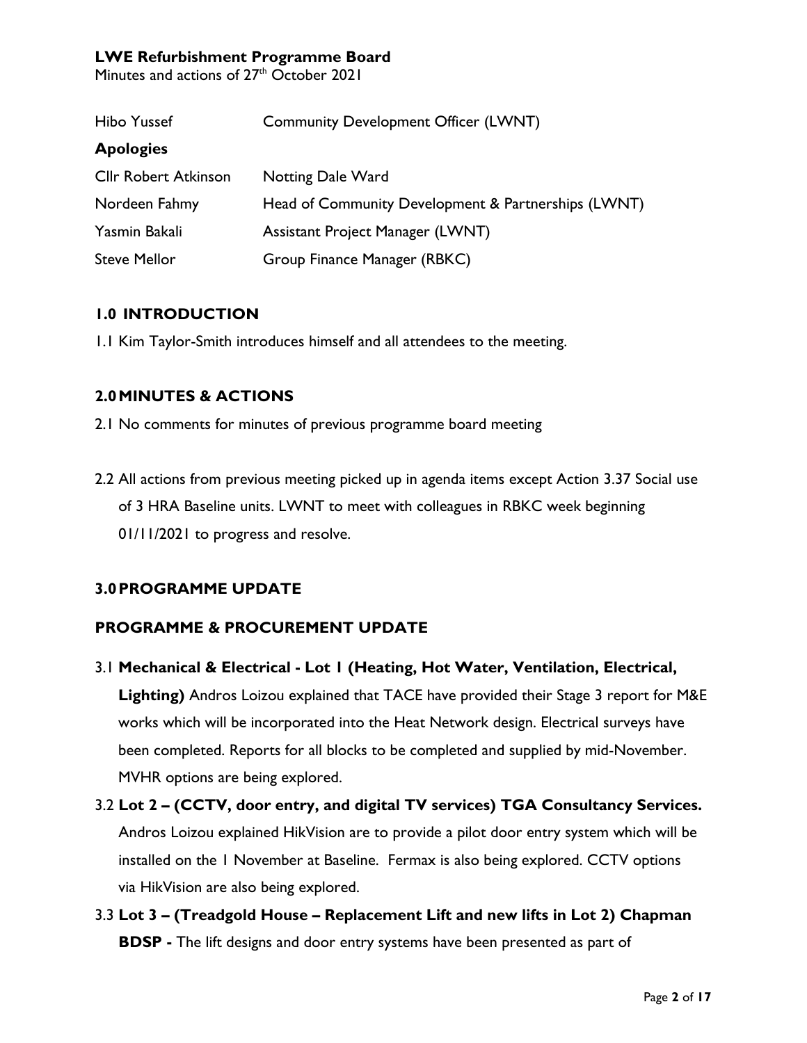Hibo Yussef | Community Development Officer (LWNT)

**Apologies**

| | |
|---|---|
| Cllr Robert Atkinson | Notting Dale Ward |
| Nordeen Fahmy | Head of Community Development & Partnerships (LWNT) |
| Yasmin Bakali | Assistant Project Manager (LWNT) |
| Steve Mellor | Group Finance Manager (RBKC) |

## 1.0 INTRODUCTION

1.1 Kim Taylor-Smith introduces himself and all attendees to the meeting.

## 2.0 MINUTES & ACTIONS

2.1 No comments for minutes of previous programme board meeting

2.2 All actions from previous meeting picked up in agenda items except Action 3.37 Social use of 3 HRA Baseline units. LWNT to meet with colleagues in RBKC week beginning 01/11/2021 to progress and resolve.

## 3.0 PROGRAMME UPDATE

### PROGRAMME & PROCUREMENT UPDATE

3.1 **Mechanical & Electrical - Lot 1 (Heating, Hot Water, Ventilation, Electrical, Lighting)** Andros Loizou explained that TACE have provided their Stage 3 report for M&E works which will be incorporated into the Heat Network design. Electrical surveys have been completed. Reports for all blocks to be completed and supplied by mid-November. MVHR options are being explored.

3.2 **Lot 2 – (CCTV, door entry, and digital TV services) TGA Consultancy Services.** Andros Loizou explained HikVision are to provide a pilot door entry system which will be installed on the 1 November at Baseline. Fermax is also being explored. CCTV options via HikVision are also being explored.

3.3 **Lot 3 – (Treadgold House – Replacement Lift and new lifts in Lot 2) Chapman BDSP -** The lift designs and door entry systems have been presented as part of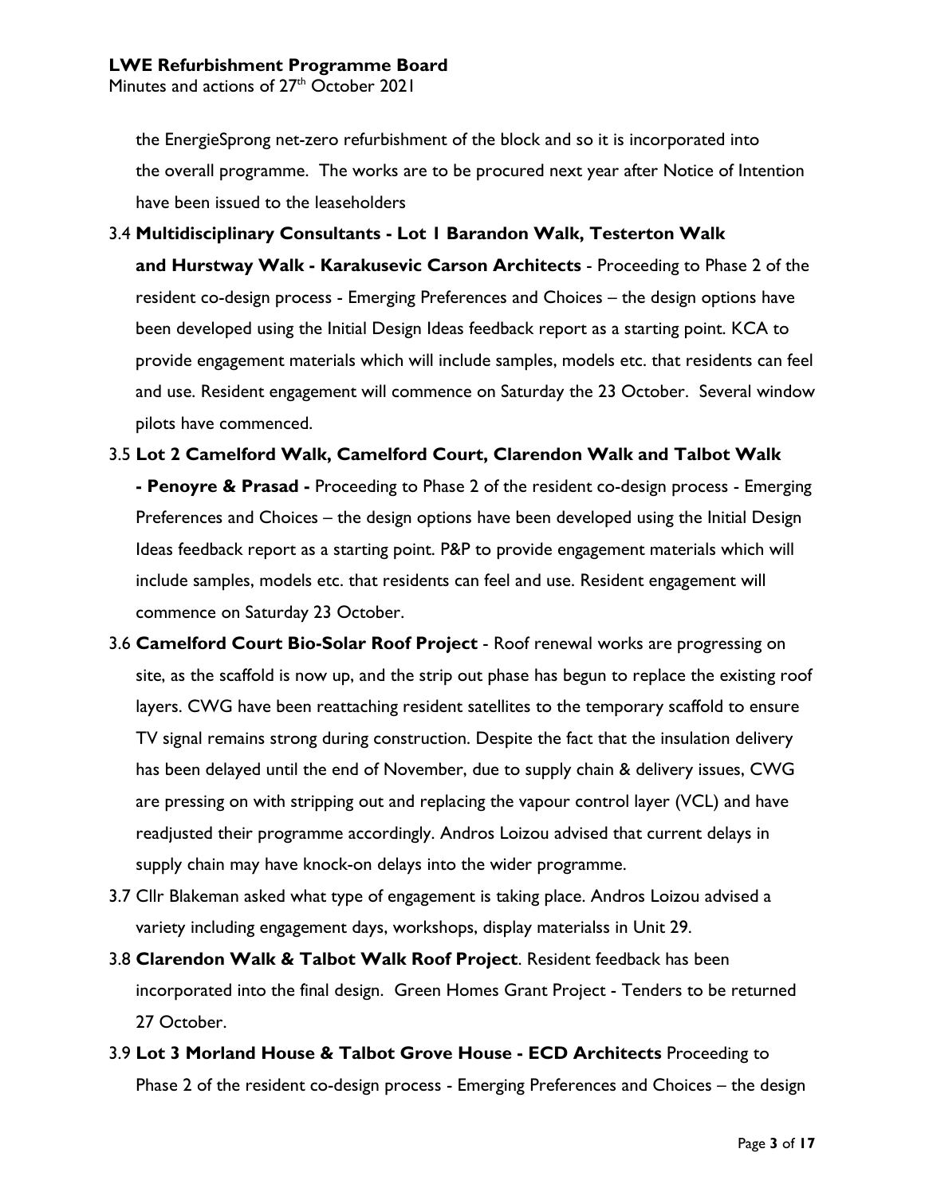the EnergieSprong net-zero refurbishment of the block and so it is incorporated into the overall programme. The works are to be procured next year after Notice of Intention have been issued to the leaseholders

3.4 **Multidisciplinary Consultants - Lot 1 Barandon Walk, Testerton Walk and Hurstway Walk - Karakusevic Carson Architects** - Proceeding to Phase 2 of the resident co-design process - Emerging Preferences and Choices – the design options have been developed using the Initial Design Ideas feedback report as a starting point. KCA to provide engagement materials which will include samples, models etc. that residents can feel and use. Resident engagement will commence on Saturday the 23 October. Several window pilots have commenced.

3.5 **Lot 2 Camelford Walk, Camelford Court, Clarendon Walk and Talbot Walk - Penoyre & Prasad -** Proceeding to Phase 2 of the resident co-design process - Emerging Preferences and Choices – the design options have been developed using the Initial Design Ideas feedback report as a starting point. P&P to provide engagement materials which will include samples, models etc. that residents can feel and use. Resident engagement will commence on Saturday 23 October.

3.6 **Camelford Court Bio-Solar Roof Project** - Roof renewal works are progressing on site, as the scaffold is now up, and the strip out phase has begun to replace the existing roof layers. CWG have been reattaching resident satellites to the temporary scaffold to ensure TV signal remains strong during construction. Despite the fact that the insulation delivery has been delayed until the end of November, due to supply chain & delivery issues, CWG are pressing on with stripping out and replacing the vapour control layer (VCL) and have readjusted their programme accordingly. Andros Loizou advised that current delays in supply chain may have knock-on delays into the wider programme.

3.7 Cllr Blakeman asked what type of engagement is taking place. Andros Loizou advised a variety including engagement days, workshops, display materialss in Unit 29.

3.8 **Clarendon Walk & Talbot Walk Roof Project**. Resident feedback has been incorporated into the final design. Green Homes Grant Project - Tenders to be returned 27 October.

3.9 **Lot 3 Morland House & Talbot Grove House - ECD Architects** Proceeding to Phase 2 of the resident co-design process - Emerging Preferences and Choices – the design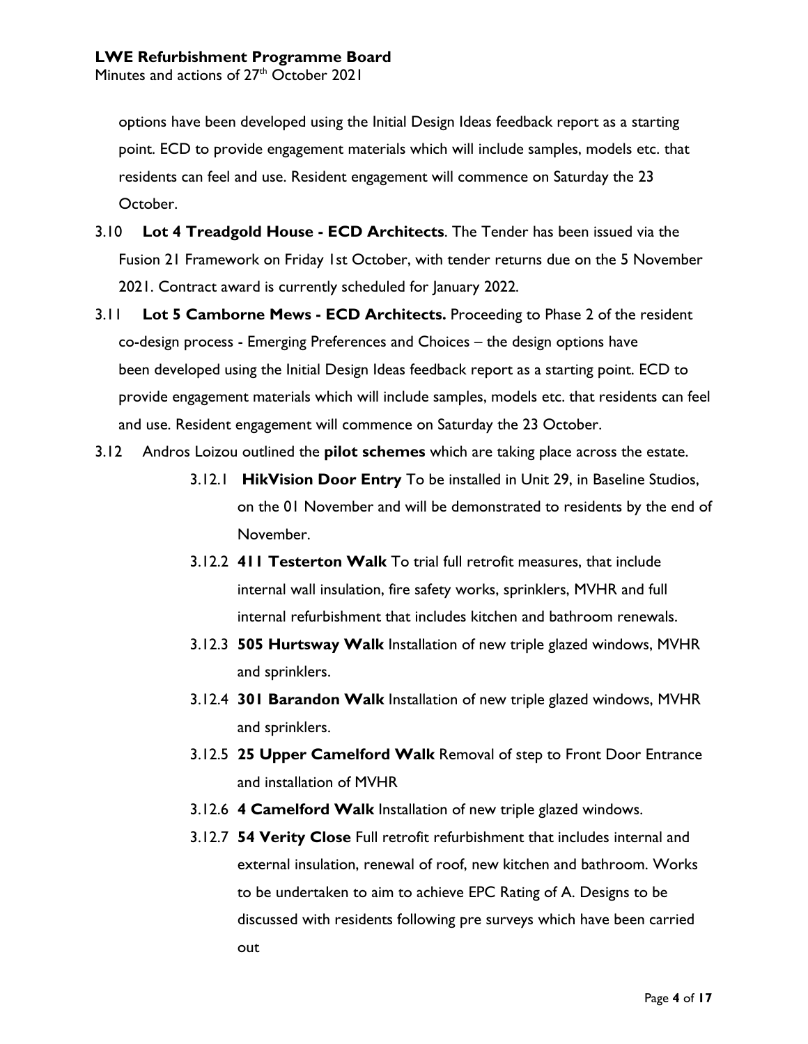options have been developed using the Initial Design Ideas feedback report as a starting point. ECD to provide engagement materials which will include samples, models etc. that residents can feel and use. Resident engagement will commence on Saturday the 23 October.

3.10 **Lot 4 Treadgold House - ECD Architects**. The Tender has been issued via the Fusion 21 Framework on Friday 1st October, with tender returns due on the 5 November 2021. Contract award is currently scheduled for January 2022.

3.11 **Lot 5 Camborne Mews - ECD Architects.** Proceeding to Phase 2 of the resident co-design process - Emerging Preferences and Choices – the design options have been developed using the Initial Design Ideas feedback report as a starting point. ECD to provide engagement materials which will include samples, models etc. that residents can feel and use. Resident engagement will commence on Saturday the 23 October.

3.12 Andros Loizou outlined the **pilot schemes** which are taking place across the estate.

- 3.12.1 **HikVision Door Entry** To be installed in Unit 29, in Baseline Studios, on the 01 November and will be demonstrated to residents by the end of November.
- 3.12.2 **411 Testerton Walk** To trial full retrofit measures, that include internal wall insulation, fire safety works, sprinklers, MVHR and full internal refurbishment that includes kitchen and bathroom renewals.
- 3.12.3 **505 Hurtsway Walk** Installation of new triple glazed windows, MVHR and sprinklers.
- 3.12.4 **301 Barandon Walk** Installation of new triple glazed windows, MVHR and sprinklers.
- 3.12.5 **25 Upper Camelford Walk** Removal of step to Front Door Entrance and installation of MVHR
- 3.12.6 **4 Camelford Walk** Installation of new triple glazed windows.
- 3.12.7 **54 Verity Close** Full retrofit refurbishment that includes internal and external insulation, renewal of roof, new kitchen and bathroom. Works to be undertaken to aim to achieve EPC Rating of A. Designs to be discussed with residents following pre surveys which have been carried out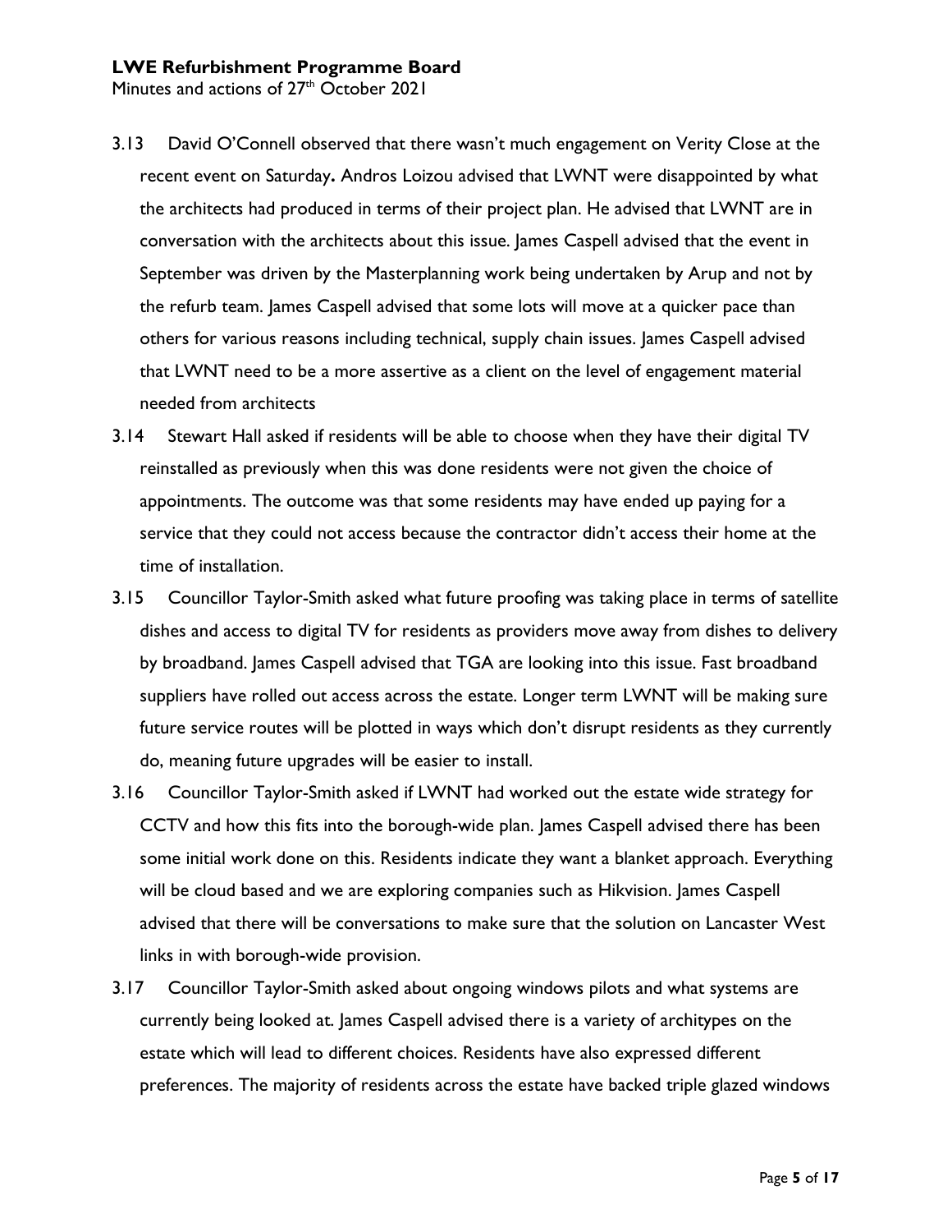3.13 David O'Connell observed that there wasn't much engagement on Verity Close at the recent event on Saturday**.** Andros Loizou advised that LWNT were disappointed by what the architects had produced in terms of their project plan. He advised that LWNT are in conversation with the architects about this issue. James Caspell advised that the event in September was driven by the Masterplanning work being undertaken by Arup and not by the refurb team. James Caspell advised that some lots will move at a quicker pace than others for various reasons including technical, supply chain issues. James Caspell advised that LWNT need to be a more assertive as a client on the level of engagement material needed from architects

3.14 Stewart Hall asked if residents will be able to choose when they have their digital TV reinstalled as previously when this was done residents were not given the choice of appointments. The outcome was that some residents may have ended up paying for a service that they could not access because the contractor didn't access their home at the time of installation.

3.15 Councillor Taylor-Smith asked what future proofing was taking place in terms of satellite dishes and access to digital TV for residents as providers move away from dishes to delivery by broadband. James Caspell advised that TGA are looking into this issue. Fast broadband suppliers have rolled out access across the estate. Longer term LWNT will be making sure future service routes will be plotted in ways which don't disrupt residents as they currently do, meaning future upgrades will be easier to install.

3.16 Councillor Taylor-Smith asked if LWNT had worked out the estate wide strategy for CCTV and how this fits into the borough-wide plan. James Caspell advised there has been some initial work done on this. Residents indicate they want a blanket approach. Everything will be cloud based and we are exploring companies such as Hikvision. James Caspell advised that there will be conversations to make sure that the solution on Lancaster West links in with borough-wide provision.

3.17 Councillor Taylor-Smith asked about ongoing windows pilots and what systems are currently being looked at. James Caspell advised there is a variety of architypes on the estate which will lead to different choices. Residents have also expressed different preferences. The majority of residents across the estate have backed triple glazed windows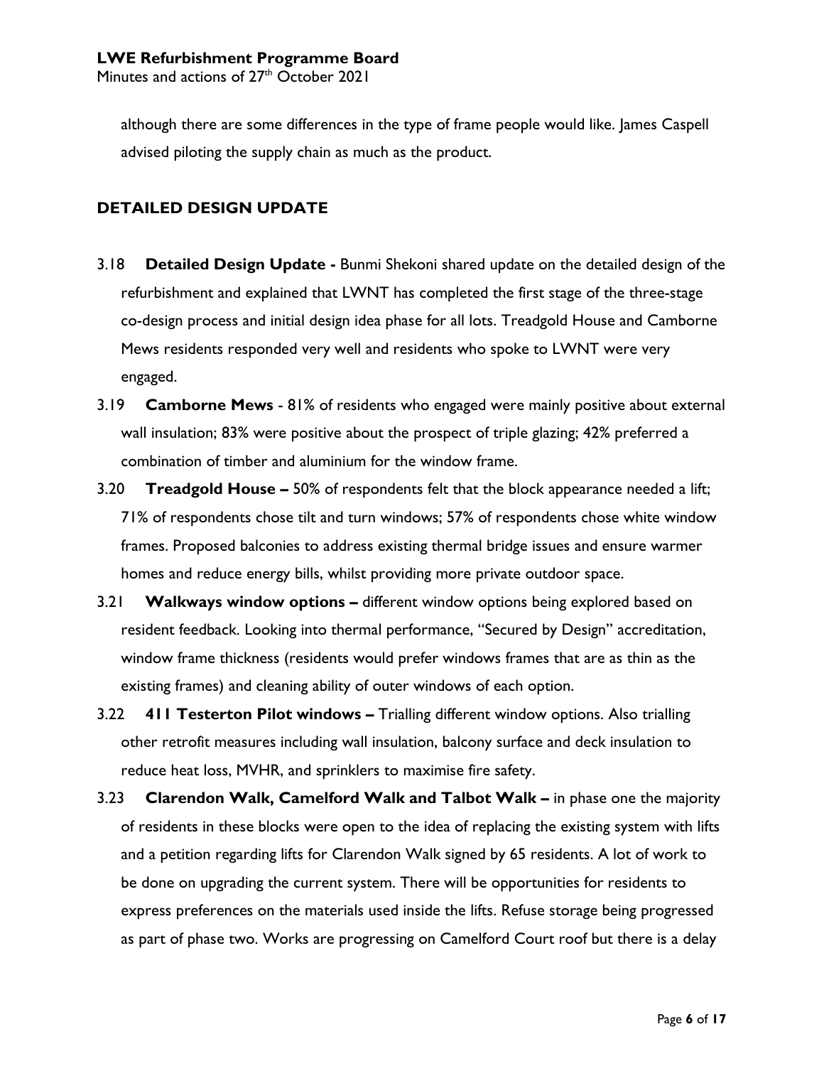although there are some differences in the type of frame people would like. James Caspell advised piloting the supply chain as much as the product.

## DETAILED DESIGN UPDATE

3.18 **Detailed Design Update -** Bunmi Shekoni shared update on the detailed design of the refurbishment and explained that LWNT has completed the first stage of the three-stage co-design process and initial design idea phase for all lots. Treadgold House and Camborne Mews residents responded very well and residents who spoke to LWNT were very engaged.

3.19 **Camborne Mews** - 81% of residents who engaged were mainly positive about external wall insulation; 83% were positive about the prospect of triple glazing; 42% preferred a combination of timber and aluminium for the window frame.

3.20 **Treadgold House –** 50% of respondents felt that the block appearance needed a lift; 71% of respondents chose tilt and turn windows; 57% of respondents chose white window frames. Proposed balconies to address existing thermal bridge issues and ensure warmer homes and reduce energy bills, whilst providing more private outdoor space.

3.21 **Walkways window options –** different window options being explored based on resident feedback. Looking into thermal performance, "Secured by Design" accreditation, window frame thickness (residents would prefer windows frames that are as thin as the existing frames) and cleaning ability of outer windows of each option.

3.22 **411 Testerton Pilot windows –** Trialling different window options. Also trialling other retrofit measures including wall insulation, balcony surface and deck insulation to reduce heat loss, MVHR, and sprinklers to maximise fire safety.

3.23 **Clarendon Walk, Camelford Walk and Talbot Walk –** in phase one the majority of residents in these blocks were open to the idea of replacing the existing system with lifts and a petition regarding lifts for Clarendon Walk signed by 65 residents. A lot of work to be done on upgrading the current system. There will be opportunities for residents to express preferences on the materials used inside the lifts. Refuse storage being progressed as part of phase two. Works are progressing on Camelford Court roof but there is a delay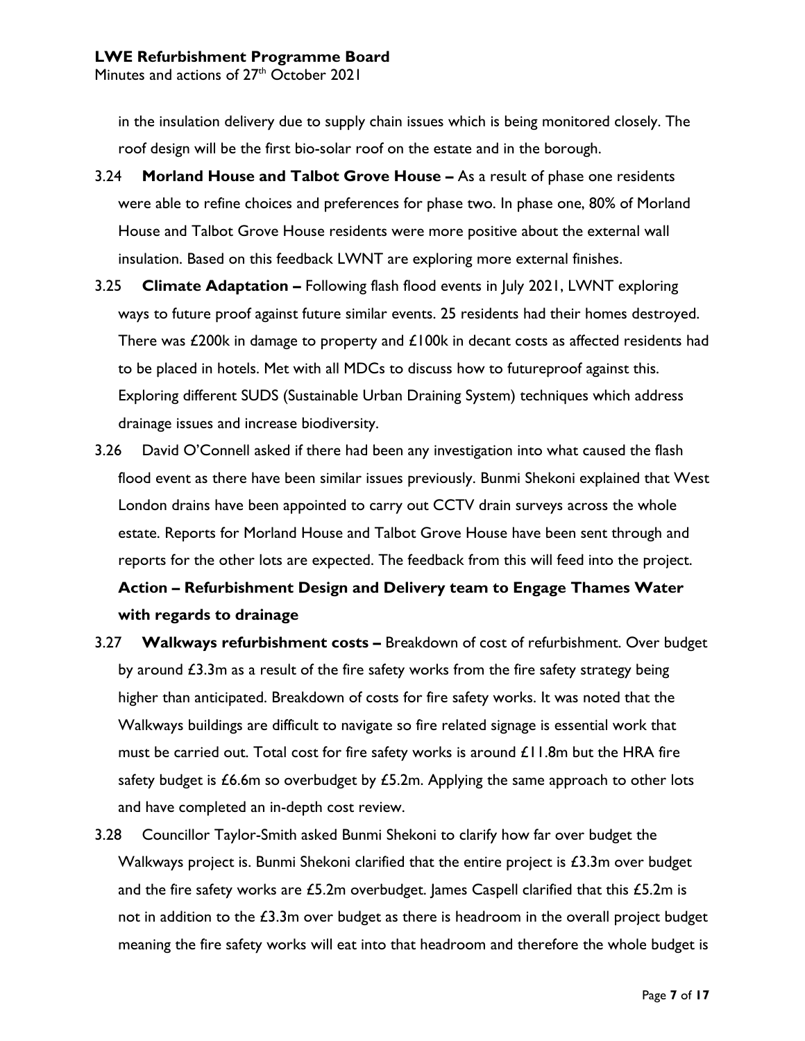in the insulation delivery due to supply chain issues which is being monitored closely. The roof design will be the first bio-solar roof on the estate and in the borough.

3.24 **Morland House and Talbot Grove House –** As a result of phase one residents were able to refine choices and preferences for phase two. In phase one, 80% of Morland House and Talbot Grove House residents were more positive about the external wall insulation. Based on this feedback LWNT are exploring more external finishes.

3.25 **Climate Adaptation –** Following flash flood events in July 2021, LWNT exploring ways to future proof against future similar events. 25 residents had their homes destroyed. There was £200k in damage to property and £100k in decant costs as affected residents had to be placed in hotels. Met with all MDCs to discuss how to futureproof against this. Exploring different SUDS (Sustainable Urban Draining System) techniques which address drainage issues and increase biodiversity.

3.26 David O'Connell asked if there had been any investigation into what caused the flash flood event as there have been similar issues previously. Bunmi Shekoni explained that West London drains have been appointed to carry out CCTV drain surveys across the whole estate. Reports for Morland House and Talbot Grove House have been sent through and reports for the other lots are expected. The feedback from this will feed into the project.

**Action – Refurbishment Design and Delivery team to Engage Thames Water with regards to drainage**

3.27 **Walkways refurbishment costs –** Breakdown of cost of refurbishment. Over budget by around £3.3m as a result of the fire safety works from the fire safety strategy being higher than anticipated. Breakdown of costs for fire safety works. It was noted that the Walkways buildings are difficult to navigate so fire related signage is essential work that must be carried out. Total cost for fire safety works is around £11.8m but the HRA fire safety budget is £6.6m so overbudget by £5.2m. Applying the same approach to other lots and have completed an in-depth cost review.

3.28 Councillor Taylor-Smith asked Bunmi Shekoni to clarify how far over budget the Walkways project is. Bunmi Shekoni clarified that the entire project is £3.3m over budget and the fire safety works are £5.2m overbudget. James Caspell clarified that this £5.2m is not in addition to the £3.3m over budget as there is headroom in the overall project budget meaning the fire safety works will eat into that headroom and therefore the whole budget is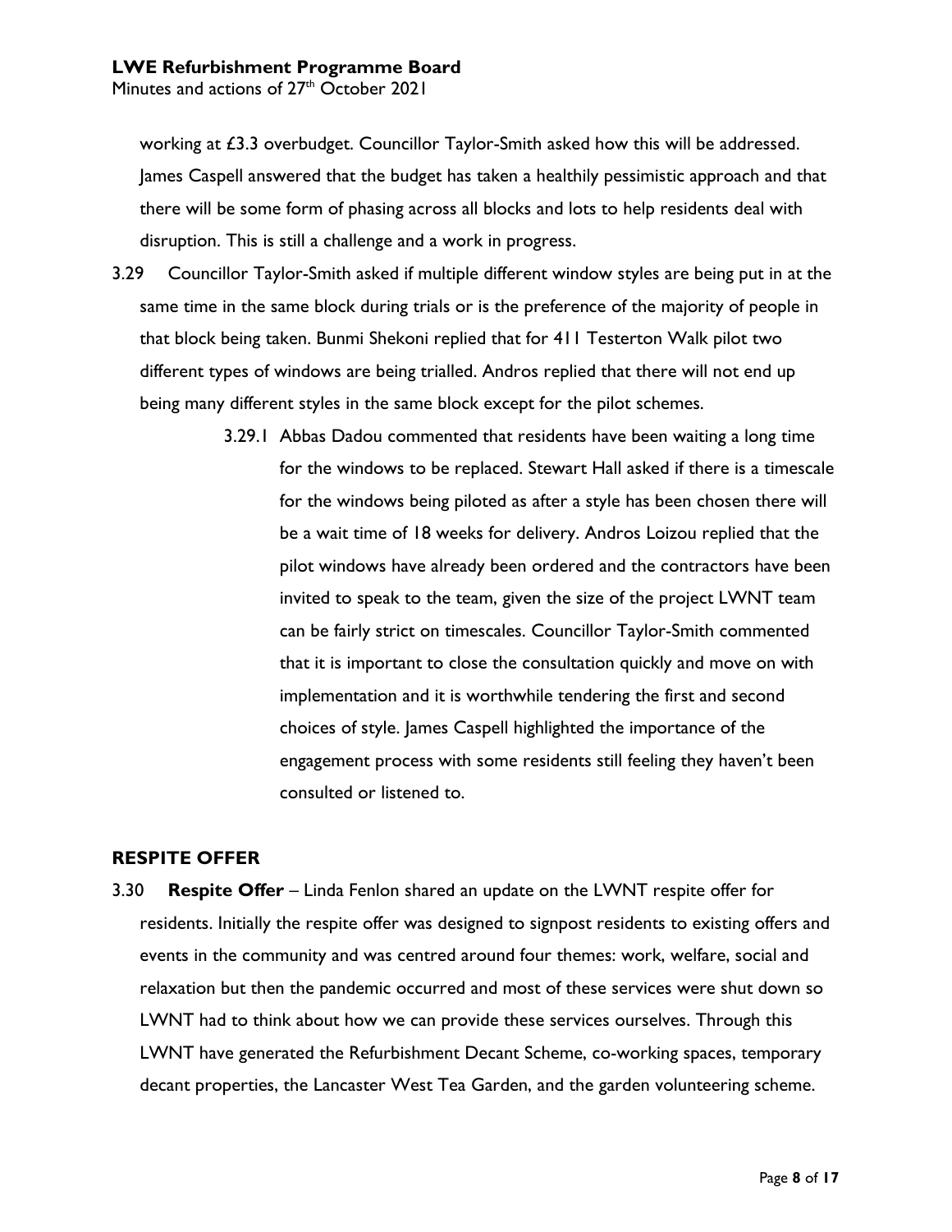working at £3.3 overbudget. Councillor Taylor-Smith asked how this will be addressed. James Caspell answered that the budget has taken a healthily pessimistic approach and that there will be some form of phasing across all blocks and lots to help residents deal with disruption. This is still a challenge and a work in progress.

3.29 Councillor Taylor-Smith asked if multiple different window styles are being put in at the same time in the same block during trials or is the preference of the majority of people in that block being taken. Bunmi Shekoni replied that for 411 Testerton Walk pilot two different types of windows are being trialled. Andros replied that there will not end up being many different styles in the same block except for the pilot schemes.

3.29.1 Abbas Dadou commented that residents have been waiting a long time for the windows to be replaced. Stewart Hall asked if there is a timescale for the windows being piloted as after a style has been chosen there will be a wait time of 18 weeks for delivery. Andros Loizou replied that the pilot windows have already been ordered and the contractors have been invited to speak to the team, given the size of the project LWNT team can be fairly strict on timescales. Councillor Taylor-Smith commented that it is important to close the consultation quickly and move on with implementation and it is worthwhile tendering the first and second choices of style. James Caspell highlighted the importance of the engagement process with some residents still feeling they haven't been consulted or listened to.

## RESPITE OFFER

3.30 **Respite Offer** – Linda Fenlon shared an update on the LWNT respite offer for residents. Initially the respite offer was designed to signpost residents to existing offers and events in the community and was centred around four themes: work, welfare, social and relaxation but then the pandemic occurred and most of these services were shut down so LWNT had to think about how we can provide these services ourselves. Through this LWNT have generated the Refurbishment Decant Scheme, co-working spaces, temporary decant properties, the Lancaster West Tea Garden, and the garden volunteering scheme.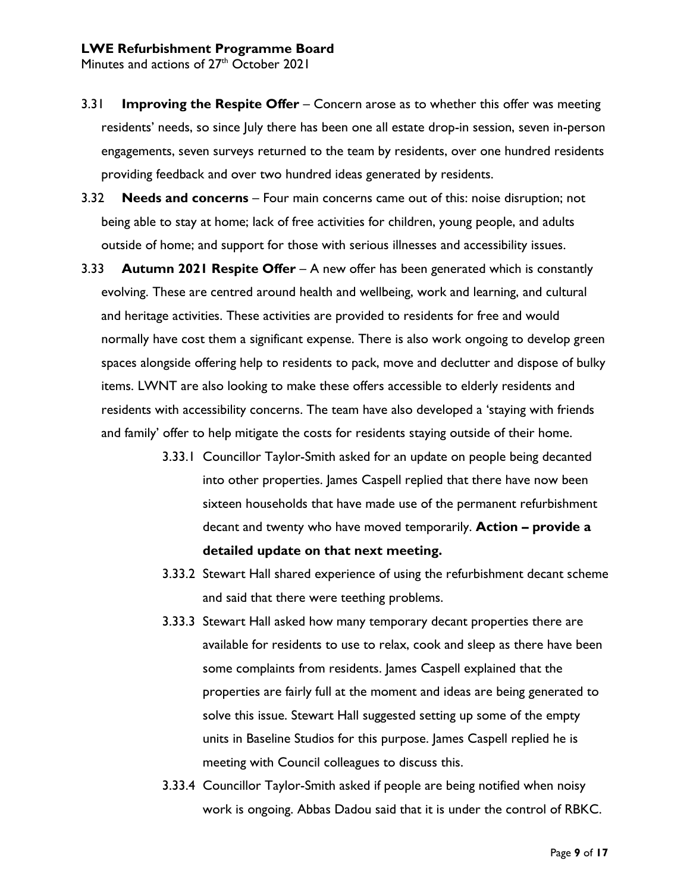3.31 **Improving the Respite Offer** – Concern arose as to whether this offer was meeting residents' needs, so since July there has been one all estate drop-in session, seven in-person engagements, seven surveys returned to the team by residents, over one hundred residents providing feedback and over two hundred ideas generated by residents.

3.32 **Needs and concerns** – Four main concerns came out of this: noise disruption; not being able to stay at home; lack of free activities for children, young people, and adults outside of home; and support for those with serious illnesses and accessibility issues.

3.33 **Autumn 2021 Respite Offer** – A new offer has been generated which is constantly evolving. These are centred around health and wellbeing, work and learning, and cultural and heritage activities. These activities are provided to residents for free and would normally have cost them a significant expense. There is also work ongoing to develop green spaces alongside offering help to residents to pack, move and declutter and dispose of bulky items. LWNT are also looking to make these offers accessible to elderly residents and residents with accessibility concerns. The team have also developed a 'staying with friends and family' offer to help mitigate the costs for residents staying outside of their home.

3.33.1 Councillor Taylor-Smith asked for an update on people being decanted into other properties. James Caspell replied that there have now been sixteen households that have made use of the permanent refurbishment decant and twenty who have moved temporarily. **Action – provide a detailed update on that next meeting.**

3.33.2 Stewart Hall shared experience of using the refurbishment decant scheme and said that there were teething problems.

3.33.3 Stewart Hall asked how many temporary decant properties there are available for residents to use to relax, cook and sleep as there have been some complaints from residents. James Caspell explained that the properties are fairly full at the moment and ideas are being generated to solve this issue. Stewart Hall suggested setting up some of the empty units in Baseline Studios for this purpose. James Caspell replied he is meeting with Council colleagues to discuss this.

3.33.4 Councillor Taylor-Smith asked if people are being notified when noisy work is ongoing. Abbas Dadou said that it is under the control of RBKC.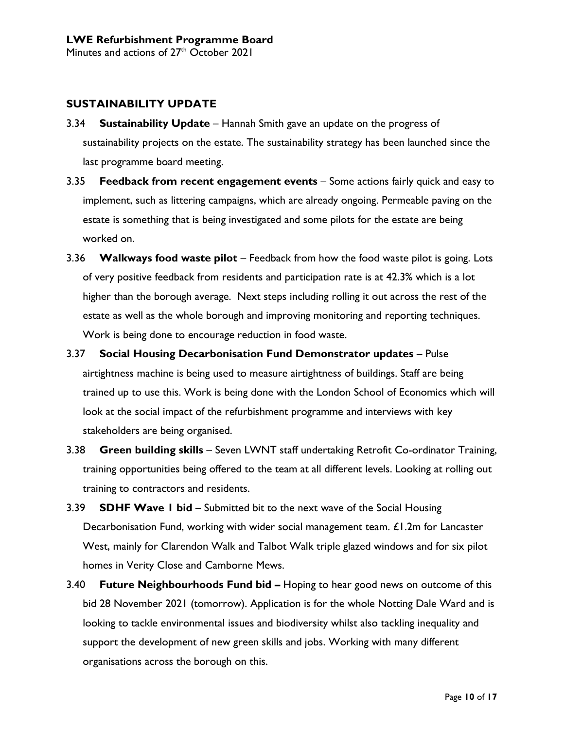## SUSTAINABILITY UPDATE

3.34 **Sustainability Update** – Hannah Smith gave an update on the progress of sustainability projects on the estate. The sustainability strategy has been launched since the last programme board meeting.

3.35 **Feedback from recent engagement events** – Some actions fairly quick and easy to implement, such as littering campaigns, which are already ongoing. Permeable paving on the estate is something that is being investigated and some pilots for the estate are being worked on.

3.36 **Walkways food waste pilot** – Feedback from how the food waste pilot is going. Lots of very positive feedback from residents and participation rate is at 42.3% which is a lot higher than the borough average. Next steps including rolling it out across the rest of the estate as well as the whole borough and improving monitoring and reporting techniques. Work is being done to encourage reduction in food waste.

3.37 **Social Housing Decarbonisation Fund Demonstrator updates** – Pulse airtightness machine is being used to measure airtightness of buildings. Staff are being trained up to use this. Work is being done with the London School of Economics which will look at the social impact of the refurbishment programme and interviews with key stakeholders are being organised.

3.38 **Green building skills** – Seven LWNT staff undertaking Retrofit Co-ordinator Training, training opportunities being offered to the team at all different levels. Looking at rolling out training to contractors and residents.

3.39 **SDHF Wave 1 bid** – Submitted bit to the next wave of the Social Housing Decarbonisation Fund, working with wider social management team. £1.2m for Lancaster West, mainly for Clarendon Walk and Talbot Walk triple glazed windows and for six pilot homes in Verity Close and Camborne Mews.

3.40 **Future Neighbourhoods Fund bid –** Hoping to hear good news on outcome of this bid 28 November 2021 (tomorrow). Application is for the whole Notting Dale Ward and is looking to tackle environmental issues and biodiversity whilst also tackling inequality and support the development of new green skills and jobs. Working with many different organisations across the borough on this.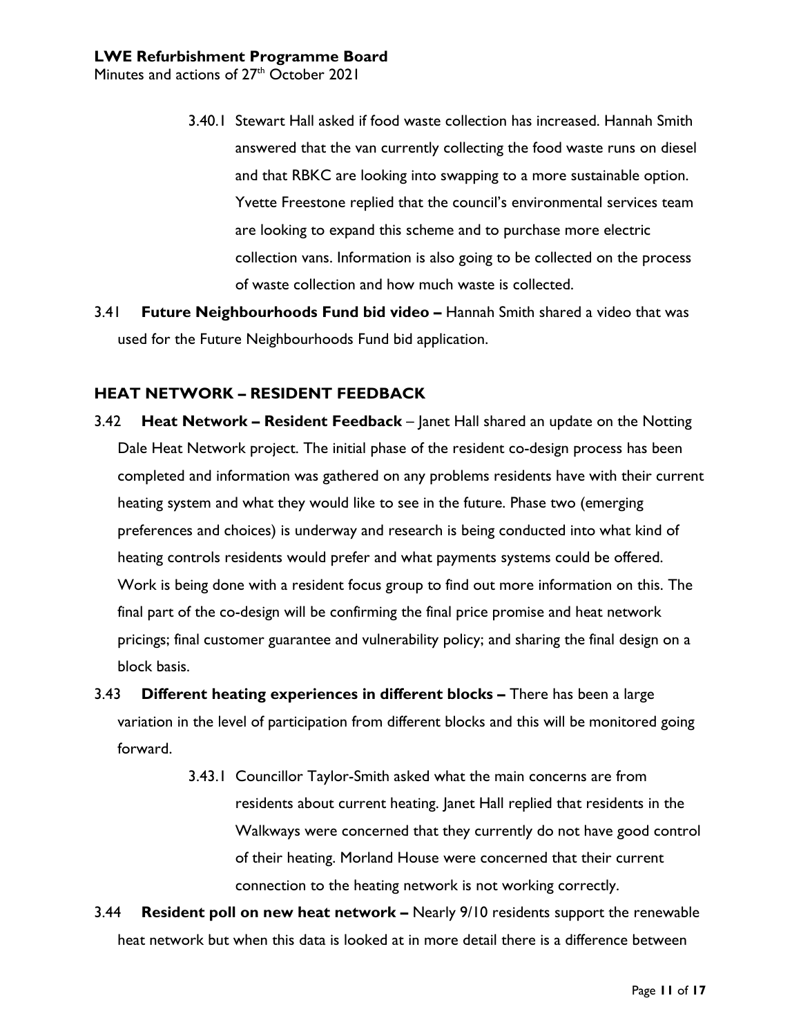3.40.1 Stewart Hall asked if food waste collection has increased. Hannah Smith answered that the van currently collecting the food waste runs on diesel and that RBKC are looking into swapping to a more sustainable option. Yvette Freestone replied that the council's environmental services team are looking to expand this scheme and to purchase more electric collection vans. Information is also going to be collected on the process of waste collection and how much waste is collected.

3.41 **Future Neighbourhoods Fund bid video –** Hannah Smith shared a video that was used for the Future Neighbourhoods Fund bid application.

## HEAT NETWORK – RESIDENT FEEDBACK

3.42 **Heat Network – Resident Feedback** – Janet Hall shared an update on the Notting Dale Heat Network project. The initial phase of the resident co-design process has been completed and information was gathered on any problems residents have with their current heating system and what they would like to see in the future. Phase two (emerging preferences and choices) is underway and research is being conducted into what kind of heating controls residents would prefer and what payments systems could be offered. Work is being done with a resident focus group to find out more information on this. The final part of the co-design will be confirming the final price promise and heat network pricings; final customer guarantee and vulnerability policy; and sharing the final design on a block basis.

3.43 **Different heating experiences in different blocks –** There has been a large variation in the level of participation from different blocks and this will be monitored going forward.

3.43.1 Councillor Taylor-Smith asked what the main concerns are from residents about current heating. Janet Hall replied that residents in the Walkways were concerned that they currently do not have good control of their heating. Morland House were concerned that their current connection to the heating network is not working correctly.

3.44 **Resident poll on new heat network –** Nearly 9/10 residents support the renewable heat network but when this data is looked at in more detail there is a difference between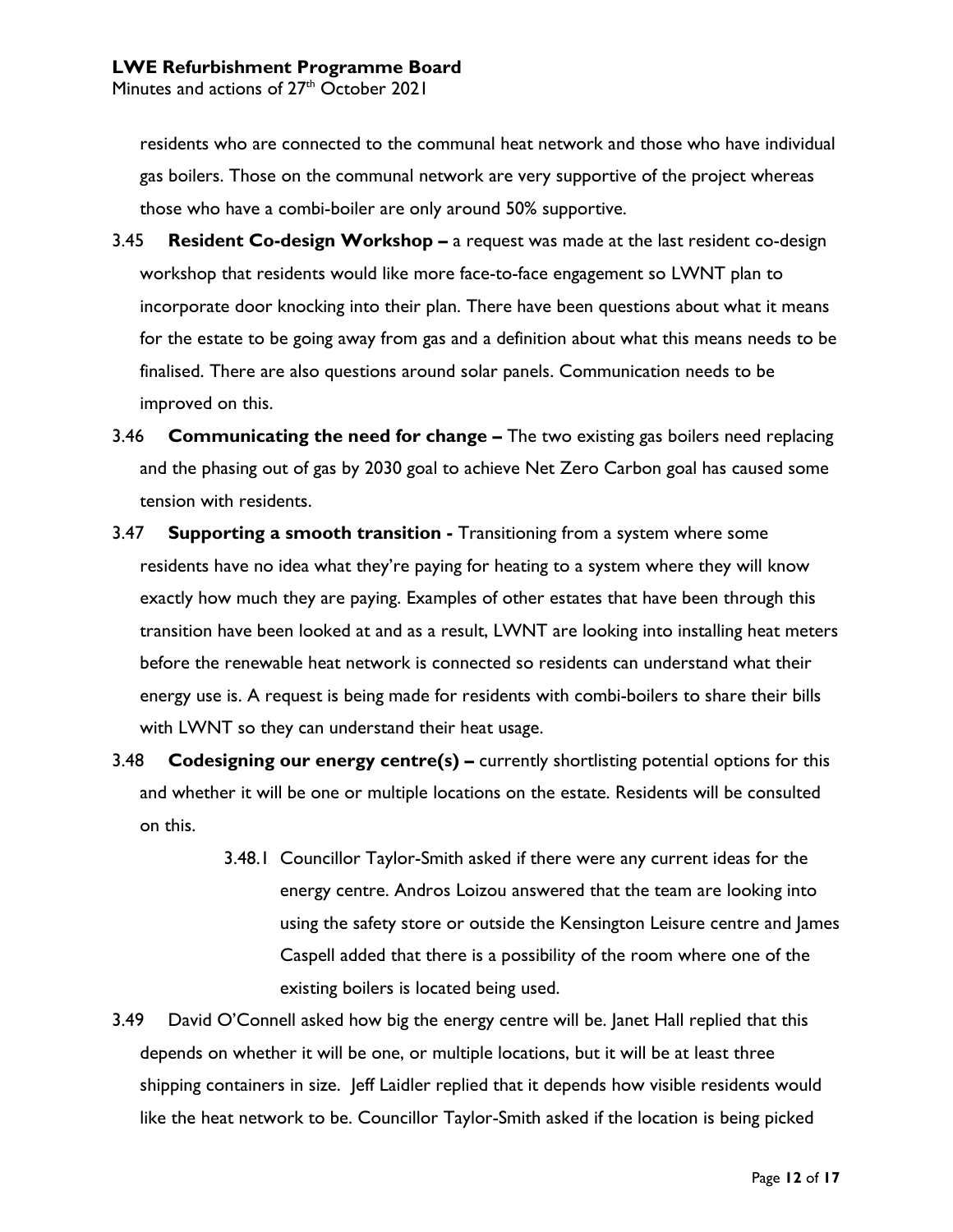residents who are connected to the communal heat network and those who have individual gas boilers. Those on the communal network are very supportive of the project whereas those who have a combi-boiler are only around 50% supportive.

3.45 **Resident Co-design Workshop –** a request was made at the last resident co-design workshop that residents would like more face-to-face engagement so LWNT plan to incorporate door knocking into their plan. There have been questions about what it means for the estate to be going away from gas and a definition about what this means needs to be finalised. There are also questions around solar panels. Communication needs to be improved on this.

3.46 **Communicating the need for change –** The two existing gas boilers need replacing and the phasing out of gas by 2030 goal to achieve Net Zero Carbon goal has caused some tension with residents.

3.47 **Supporting a smooth transition -** Transitioning from a system where some residents have no idea what they're paying for heating to a system where they will know exactly how much they are paying. Examples of other estates that have been through this transition have been looked at and as a result, LWNT are looking into installing heat meters before the renewable heat network is connected so residents can understand what their energy use is. A request is being made for residents with combi-boilers to share their bills with LWNT so they can understand their heat usage.

3.48 **Codesigning our energy centre(s) –** currently shortlisting potential options for this and whether it will be one or multiple locations on the estate. Residents will be consulted on this.

3.48.1 Councillor Taylor-Smith asked if there were any current ideas for the energy centre. Andros Loizou answered that the team are looking into using the safety store or outside the Kensington Leisure centre and James Caspell added that there is a possibility of the room where one of the existing boilers is located being used.

3.49 David O'Connell asked how big the energy centre will be. Janet Hall replied that this depends on whether it will be one, or multiple locations, but it will be at least three shipping containers in size. Jeff Laidler replied that it depends how visible residents would like the heat network to be. Councillor Taylor-Smith asked if the location is being picked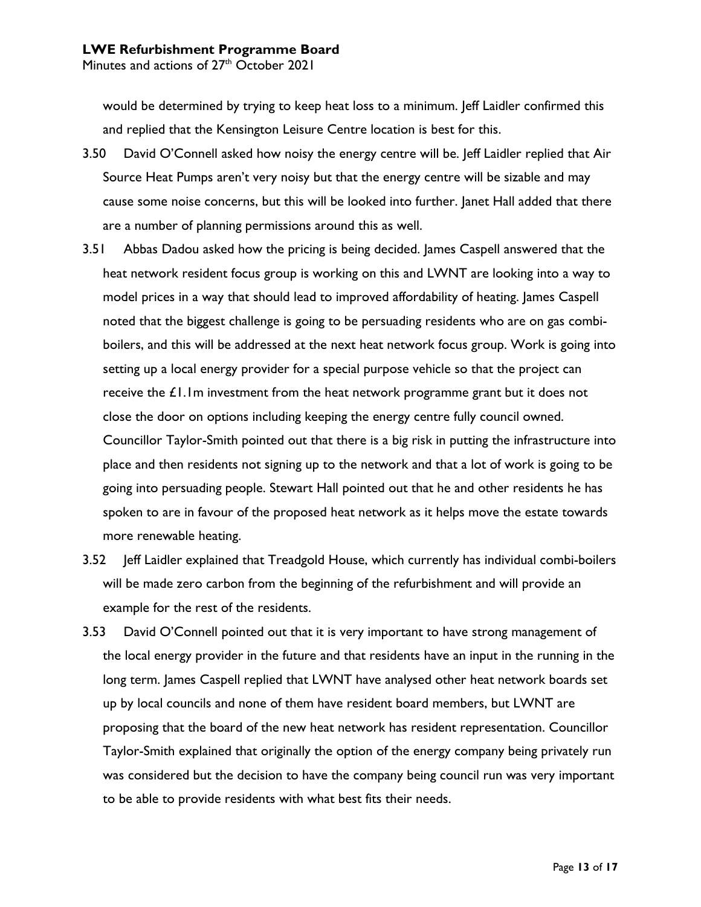would be determined by trying to keep heat loss to a minimum. Jeff Laidler confirmed this and replied that the Kensington Leisure Centre location is best for this.

3.50 David O'Connell asked how noisy the energy centre will be. Jeff Laidler replied that Air Source Heat Pumps aren't very noisy but that the energy centre will be sizable and may cause some noise concerns, but this will be looked into further. Janet Hall added that there are a number of planning permissions around this as well.

3.51 Abbas Dadou asked how the pricing is being decided. James Caspell answered that the heat network resident focus group is working on this and LWNT are looking into a way to model prices in a way that should lead to improved affordability of heating. James Caspell noted that the biggest challenge is going to be persuading residents who are on gas combi-boilers, and this will be addressed at the next heat network focus group. Work is going into setting up a local energy provider for a special purpose vehicle so that the project can receive the £1.1m investment from the heat network programme grant but it does not close the door on options including keeping the energy centre fully council owned. Councillor Taylor-Smith pointed out that there is a big risk in putting the infrastructure into place and then residents not signing up to the network and that a lot of work is going to be going into persuading people. Stewart Hall pointed out that he and other residents he has spoken to are in favour of the proposed heat network as it helps move the estate towards more renewable heating.

3.52 Jeff Laidler explained that Treadgold House, which currently has individual combi-boilers will be made zero carbon from the beginning of the refurbishment and will provide an example for the rest of the residents.

3.53 David O'Connell pointed out that it is very important to have strong management of the local energy provider in the future and that residents have an input in the running in the long term. James Caspell replied that LWNT have analysed other heat network boards set up by local councils and none of them have resident board members, but LWNT are proposing that the board of the new heat network has resident representation. Councillor Taylor-Smith explained that originally the option of the energy company being privately run was considered but the decision to have the company being council run was very important to be able to provide residents with what best fits their needs.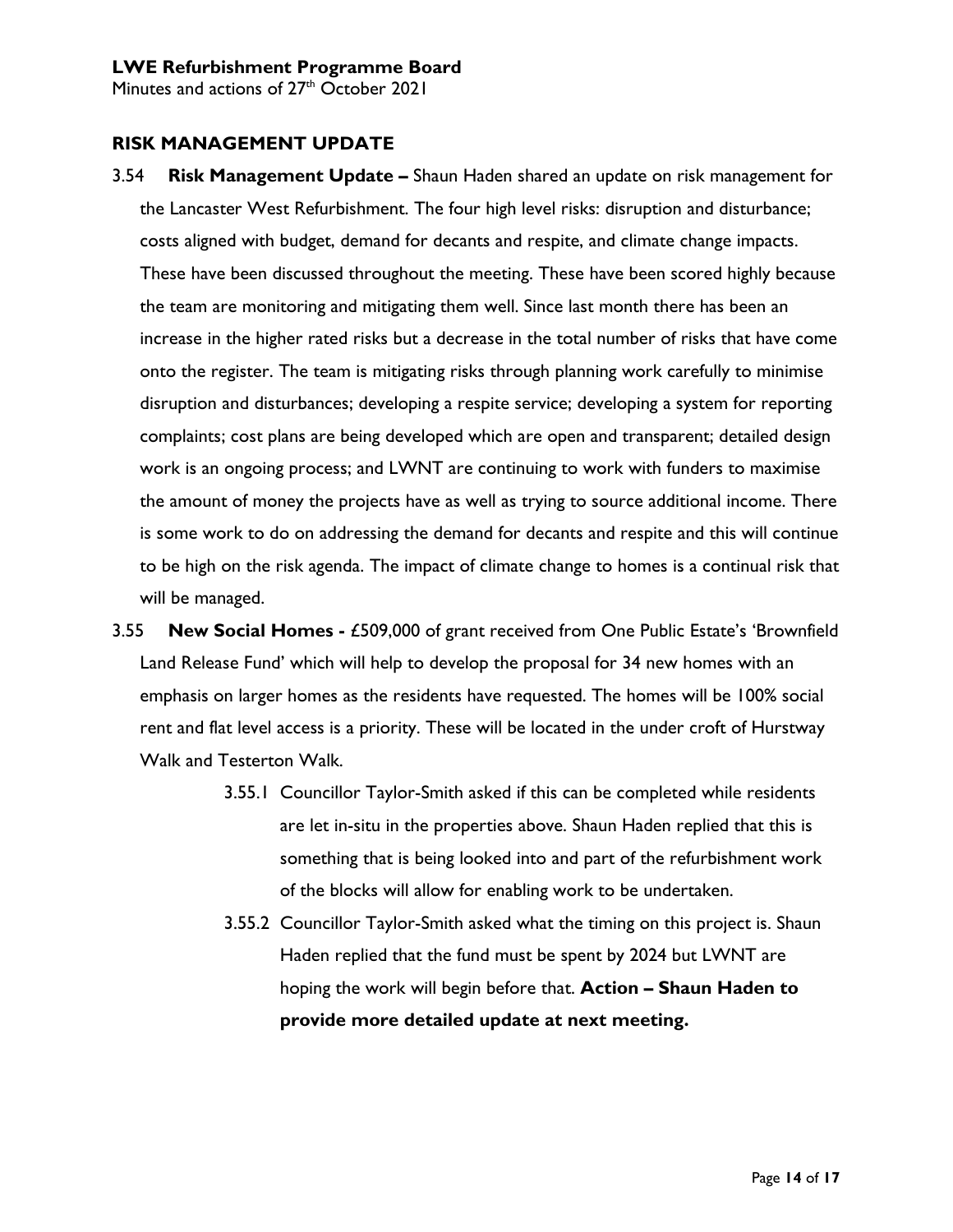## RISK MANAGEMENT UPDATE

3.54 **Risk Management Update –** Shaun Haden shared an update on risk management for the Lancaster West Refurbishment. The four high level risks: disruption and disturbance; costs aligned with budget, demand for decants and respite, and climate change impacts. These have been discussed throughout the meeting. These have been scored highly because the team are monitoring and mitigating them well. Since last month there has been an increase in the higher rated risks but a decrease in the total number of risks that have come onto the register. The team is mitigating risks through planning work carefully to minimise disruption and disturbances; developing a respite service; developing a system for reporting complaints; cost plans are being developed which are open and transparent; detailed design work is an ongoing process; and LWNT are continuing to work with funders to maximise the amount of money the projects have as well as trying to source additional income. There is some work to do on addressing the demand for decants and respite and this will continue to be high on the risk agenda. The impact of climate change to homes is a continual risk that will be managed.

3.55 **New Social Homes -** £509,000 of grant received from One Public Estate's 'Brownfield Land Release Fund' which will help to develop the proposal for 34 new homes with an emphasis on larger homes as the residents have requested. The homes will be 100% social rent and flat level access is a priority. These will be located in the under croft of Hurstway Walk and Testerton Walk.

 3.55.1 Councillor Taylor-Smith asked if this can be completed while residents are let in-situ in the properties above. Shaun Haden replied that this is something that is being looked into and part of the refurbishment work of the blocks will allow for enabling work to be undertaken.

 3.55.2 Councillor Taylor-Smith asked what the timing on this project is. Shaun Haden replied that the fund must be spent by 2024 but LWNT are hoping the work will begin before that. **Action – Shaun Haden to provide more detailed update at next meeting.**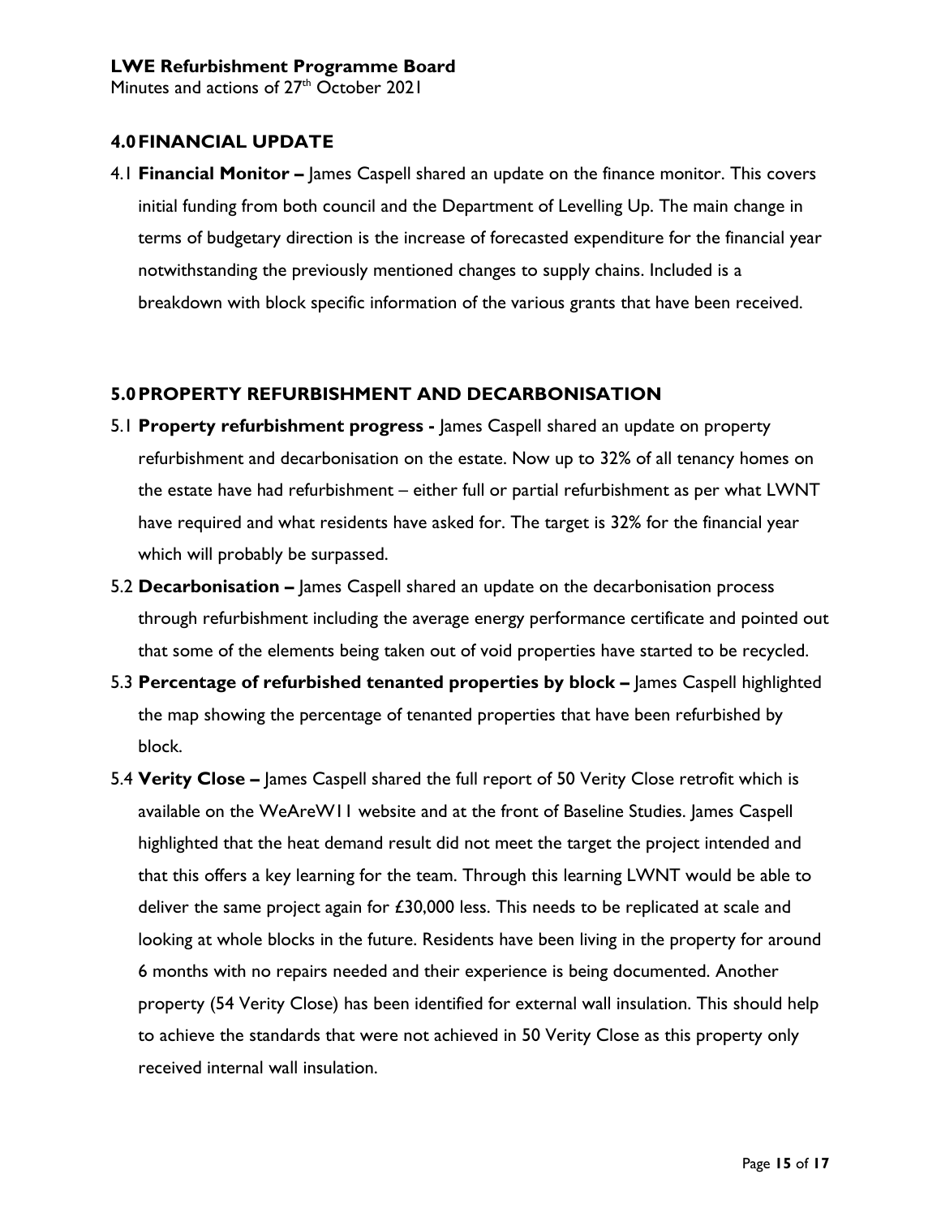## 4.0 FINANCIAL UPDATE

4.1 **Financial Monitor –** James Caspell shared an update on the finance monitor. This covers initial funding from both council and the Department of Levelling Up. The main change in terms of budgetary direction is the increase of forecasted expenditure for the financial year notwithstanding the previously mentioned changes to supply chains. Included is a breakdown with block specific information of the various grants that have been received.

## 5.0 PROPERTY REFURBISHMENT AND DECARBONISATION

5.1 **Property refurbishment progress -** James Caspell shared an update on property refurbishment and decarbonisation on the estate. Now up to 32% of all tenancy homes on the estate have had refurbishment – either full or partial refurbishment as per what LWNT have required and what residents have asked for. The target is 32% for the financial year which will probably be surpassed.

5.2 **Decarbonisation –** James Caspell shared an update on the decarbonisation process through refurbishment including the average energy performance certificate and pointed out that some of the elements being taken out of void properties have started to be recycled.

5.3 **Percentage of refurbished tenanted properties by block –** James Caspell highlighted the map showing the percentage of tenanted properties that have been refurbished by block.

5.4 **Verity Close –** James Caspell shared the full report of 50 Verity Close retrofit which is available on the WeAreW11 website and at the front of Baseline Studies. James Caspell highlighted that the heat demand result did not meet the target the project intended and that this offers a key learning for the team. Through this learning LWNT would be able to deliver the same project again for £30,000 less. This needs to be replicated at scale and looking at whole blocks in the future. Residents have been living in the property for around 6 months with no repairs needed and their experience is being documented. Another property (54 Verity Close) has been identified for external wall insulation. This should help to achieve the standards that were not achieved in 50 Verity Close as this property only received internal wall insulation.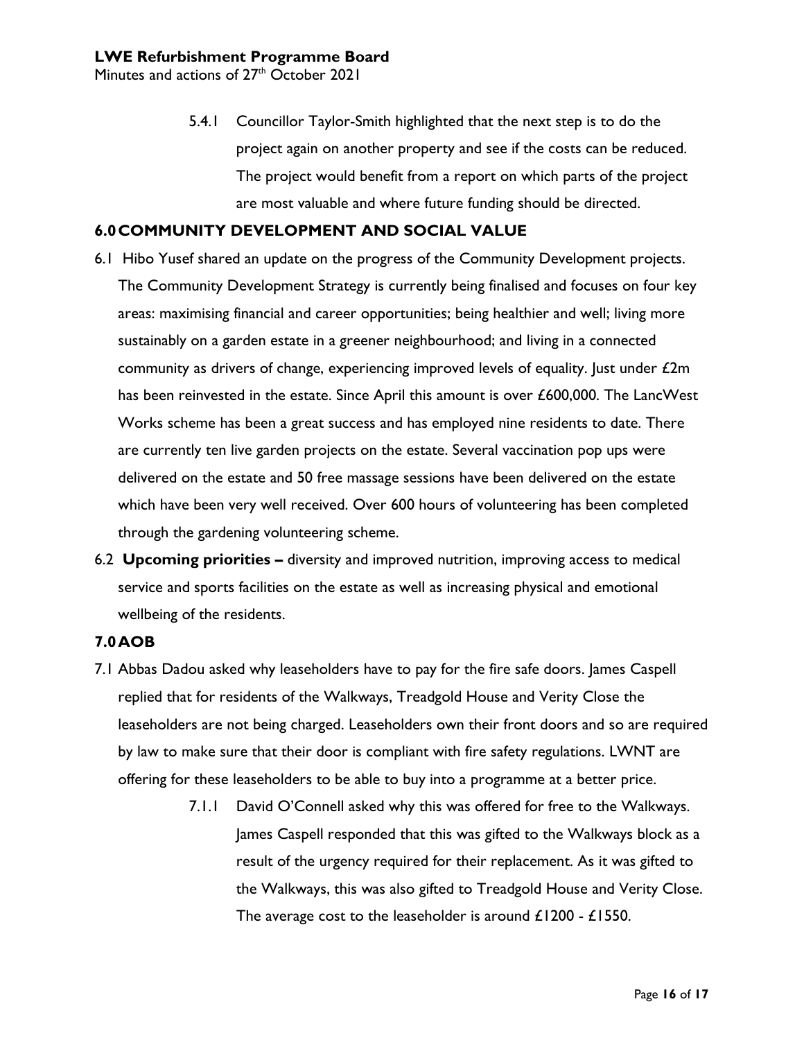5.4.1 Councillor Taylor-Smith highlighted that the next step is to do the project again on another property and see if the costs can be reduced. The project would benefit from a report on which parts of the project are most valuable and where future funding should be directed.

## 6.0 COMMUNITY DEVELOPMENT AND SOCIAL VALUE

6.1 Hibo Yusef shared an update on the progress of the Community Development projects. The Community Development Strategy is currently being finalised and focuses on four key areas: maximising financial and career opportunities; being healthier and well; living more sustainably on a garden estate in a greener neighbourhood; and living in a connected community as drivers of change, experiencing improved levels of equality. Just under £2m has been reinvested in the estate. Since April this amount is over £600,000. The LancWest Works scheme has been a great success and has employed nine residents to date. There are currently ten live garden projects on the estate. Several vaccination pop ups were delivered on the estate and 50 free massage sessions have been delivered on the estate which have been very well received. Over 600 hours of volunteering has been completed through the gardening volunteering scheme.

6.2 **Upcoming priorities –** diversity and improved nutrition, improving access to medical service and sports facilities on the estate as well as increasing physical and emotional wellbeing of the residents.

## 7.0 AOB

7.1 Abbas Dadou asked why leaseholders have to pay for the fire safe doors. James Caspell replied that for residents of the Walkways, Treadgold House and Verity Close the leaseholders are not being charged. Leaseholders own their front doors and so are required by law to make sure that their door is compliant with fire safety regulations. LWNT are offering for these leaseholders to be able to buy into a programme at a better price.

7.1.1 David O'Connell asked why this was offered for free to the Walkways. James Caspell responded that this was gifted to the Walkways block as a result of the urgency required for their replacement. As it was gifted to the Walkways, this was also gifted to Treadgold House and Verity Close. The average cost to the leaseholder is around £1200 - £1550.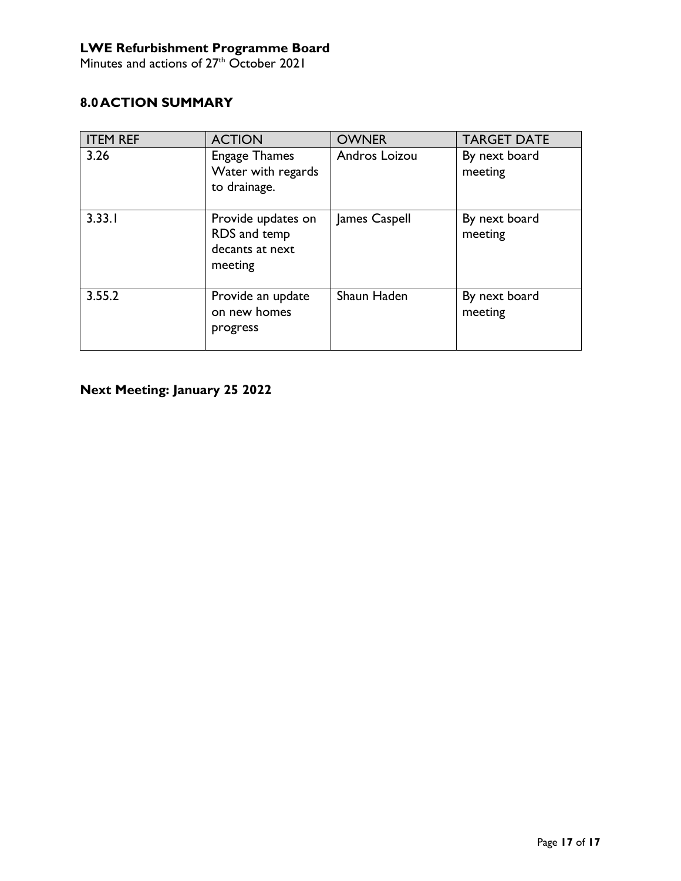## 8.0 ACTION SUMMARY

| ITEM REF | ACTION | OWNER | TARGET DATE |
|---|---|---|---|
| 3.26 | Engage Thames Water with regards to drainage. | Andros Loizou | By next board meeting |
| 3.33.1 | Provide updates on RDS and temp decants at next meeting | James Caspell | By next board meeting |
| 3.55.2 | Provide an update on new homes progress | Shaun Haden | By next board meeting |

**Next Meeting: January 25 2022**